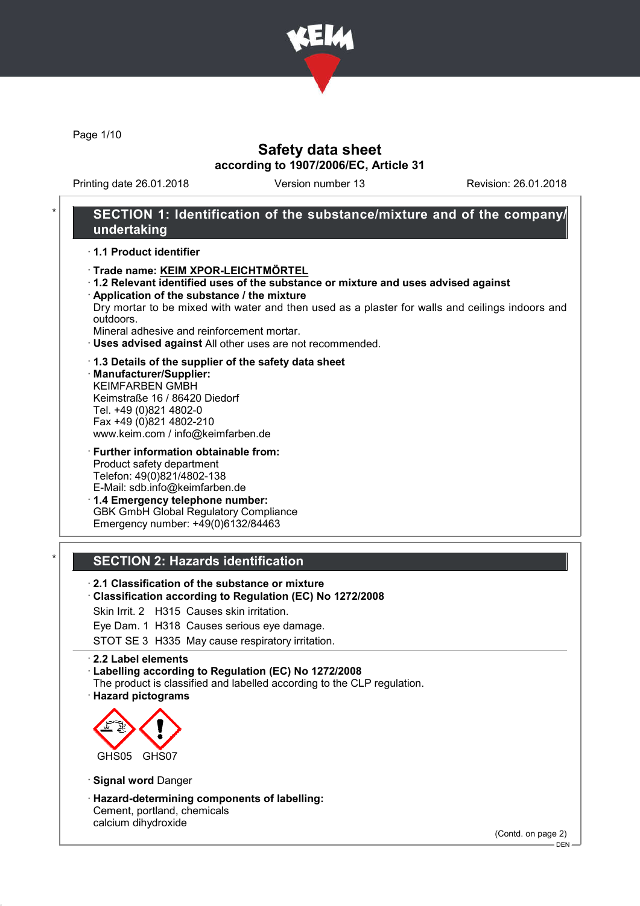# Safety data sheet

**according to 1907/2006/EC, Article 31**

Printing date 26.01.2018 | Version number 13 | Revision: 26.01.2018

## SECTION 1: Identification of the substance/mixture and of the company/undertaking

· **1.1 Product identifier**

· **Trade name: KEIM XPOR-LEICHTMÖRTEL**

· **1.2 Relevant identified uses of the substance or mixture and uses advised against**

· **Application of the substance / the mixture**

Dry mortar to be mixed with water and then used as a plaster for walls and ceilings indoors and outdoors.

Mineral adhesive and reinforcement mortar.

· **Uses advised against** All other uses are not recommended.

· **1.3 Details of the supplier of the safety data sheet**

· **Manufacturer/Supplier:**

KEIMFARBEN GMBH
Keimstraße 16 / 86420 Diedorf
Tel. +49 (0)821 4802-0
Fax +49 (0)821 4802-210
www.keim.com / info@keimfarben.de

· **Further information obtainable from:**

Product safety department
Telefon: 49(0)821/4802-138
E-Mail: sdb.info@keimfarben.de

· **1.4 Emergency telephone number:**

GBK GmbH Global Regulatory Compliance
Emergency number: +49(0)6132/84463

## SECTION 2: Hazards identification

· **2.1 Classification of the substance or mixture**

· **Classification according to Regulation (EC) No 1272/2008**

Skin Irrit. 2 H315 Causes skin irritation.

Eye Dam. 1 H318 Causes serious eye damage.

STOT SE 3 H335 May cause respiratory irritation.

· **2.2 Label elements**

· **Labelling according to Regulation (EC) No 1272/2008**

The product is classified and labelled according to the CLP regulation.

· **Hazard pictograms**

GHS05 GHS07

· **Signal word** Danger

· **Hazard-determining components of labelling:**

Cement, portland, chemicals
calcium dihydroxide

(Contd. on page 2)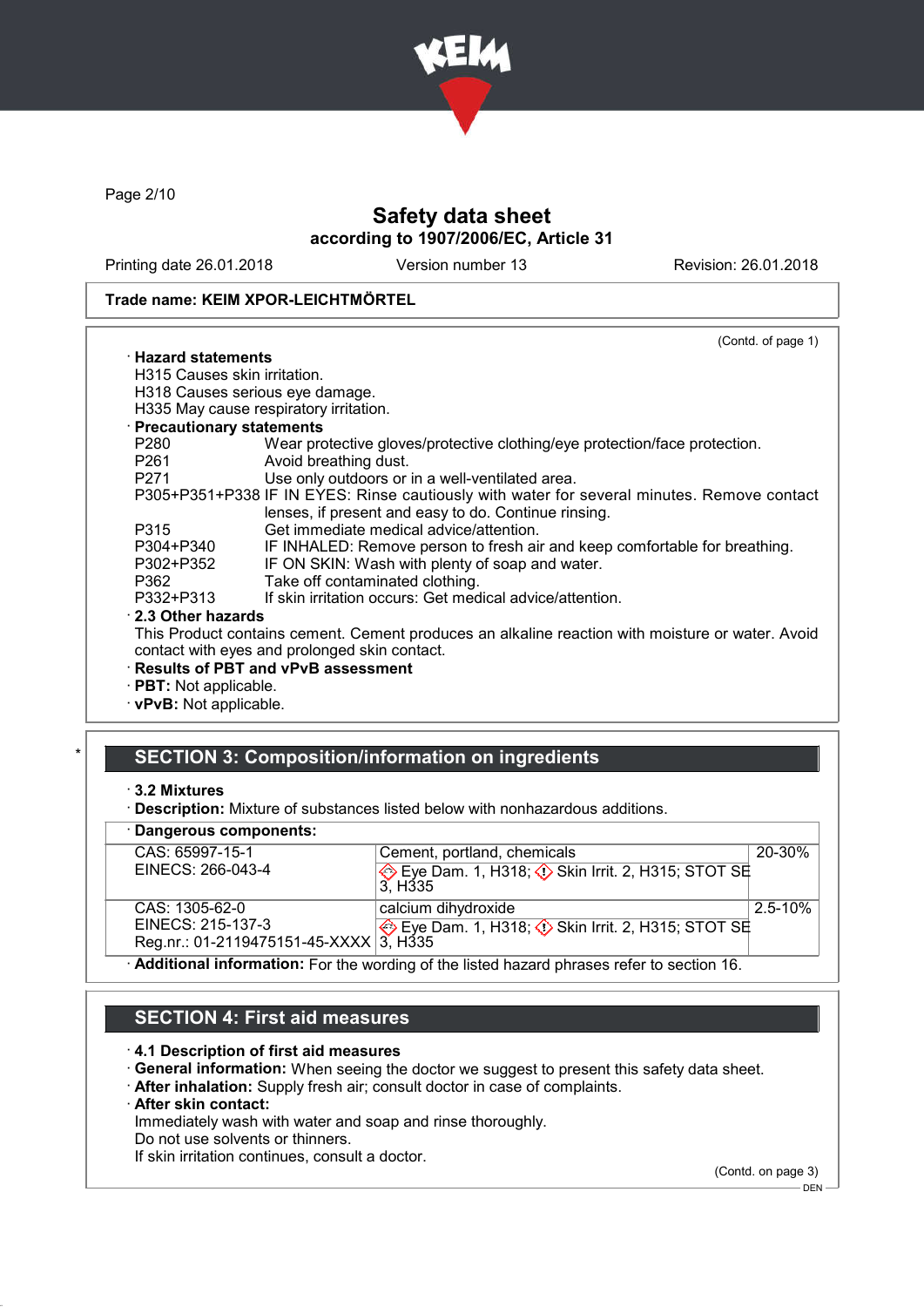Trade name: KEIM XPOR-LEICHTMÖRTEL

(Contd. of page 1)

· **Hazard statements**
H315 Causes skin irritation.
H318 Causes serious eye damage.
H335 May cause respiratory irritation.

· **Precautionary statements**

| | |
|---|---|
| P280 | Wear protective gloves/protective clothing/eye protection/face protection. |
| P261 | Avoid breathing dust. |
| P271 | Use only outdoors or in a well-ventilated area. |
| P305+P351+P338 | IF IN EYES: Rinse cautiously with water for several minutes. Remove contact lenses, if present and easy to do. Continue rinsing. |
| P315 | Get immediate medical advice/attention. |
| P304+P340 | IF INHALED: Remove person to fresh air and keep comfortable for breathing. |
| P302+P352 | IF ON SKIN: Wash with plenty of soap and water. |
| P362 | Take off contaminated clothing. |
| P332+P313 | If skin irritation occurs: Get medical advice/attention. |

· **2.3 Other hazards**
This Product contains cement. Cement produces an alkaline reaction with moisture or water. Avoid contact with eyes and prolonged skin contact.

· **Results of PBT and vPvB assessment**
· **PBT:** Not applicable.
· **vPvB:** Not applicable.

## SECTION 3: Composition/information on ingredients

· **3.2 Mixtures**
· **Description:** Mixture of substances listed below with nonhazardous additions.

· **Dangerous components:**

| | | |
|---|---|---|
| CAS: 65997-15-1<br>EINECS: 266-043-4 | Cement, portland, chemicals<br>Eye Dam. 1, H318; Skin Irrit. 2, H315; STOT SE 3, H335 | 20-30% |
| CAS: 1305-62-0<br>EINECS: 215-137-3<br>Reg.nr.: 01-2119475151-45-XXXX | calcium dihydroxide<br>Eye Dam. 1, H318; Skin Irrit. 2, H315; STOT SE 3, H335 | 2.5-10% |

· **Additional information:** For the wording of the listed hazard phrases refer to section 16.

## SECTION 4: First aid measures

· **4.1 Description of first aid measures**
· **General information:** When seeing the doctor we suggest to present this safety data sheet.
· **After inhalation:** Supply fresh air; consult doctor in case of complaints.
· **After skin contact:**
Immediately wash with water and soap and rinse thoroughly.
Do not use solvents or thinners.
If skin irritation continues, consult a doctor.

(Contd. on page 3)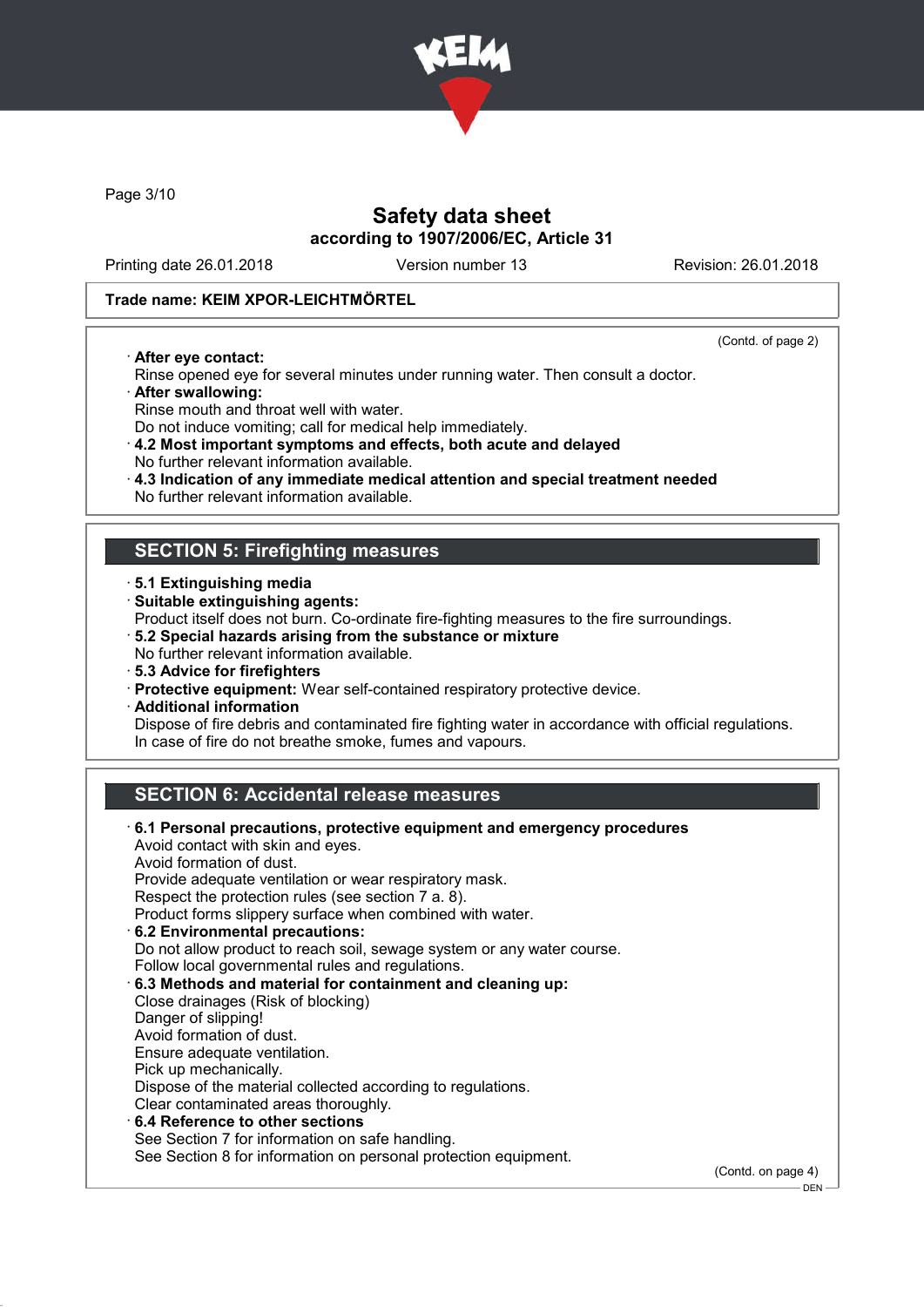**Safety data sheet**
**according to 1907/2006/EC, Article 31**

Printing date 26.01.2018 | Version number 13 | Revision: 26.01.2018

**Trade name: KEIM XPOR-LEICHTMÖRTEL**

(Contd. of page 2)

· **After eye contact:**
Rinse opened eye for several minutes under running water. Then consult a doctor.
· **After swallowing:**
Rinse mouth and throat well with water.
Do not induce vomiting; call for medical help immediately.
· **4.2 Most important symptoms and effects, both acute and delayed**
No further relevant information available.
· **4.3 Indication of any immediate medical attention and special treatment needed**
No further relevant information available.

## SECTION 5: Firefighting measures

· **5.1 Extinguishing media**
· **Suitable extinguishing agents:**
Product itself does not burn. Co-ordinate fire-fighting measures to the fire surroundings.
· **5.2 Special hazards arising from the substance or mixture**
No further relevant information available.
· **5.3 Advice for firefighters**
· **Protective equipment:** Wear self-contained respiratory protective device.
· **Additional information**
Dispose of fire debris and contaminated fire fighting water in accordance with official regulations.
In case of fire do not breathe smoke, fumes and vapours.

## SECTION 6: Accidental release measures

· **6.1 Personal precautions, protective equipment and emergency procedures**
Avoid contact with skin and eyes.
Avoid formation of dust.
Provide adequate ventilation or wear respiratory mask.
Respect the protection rules (see section 7 a. 8).
Product forms slippery surface when combined with water.
· **6.2 Environmental precautions:**
Do not allow product to reach soil, sewage system or any water course.
Follow local governmental rules and regulations.
· **6.3 Methods and material for containment and cleaning up:**
Close drainages (Risk of blocking)
Danger of slipping!
Avoid formation of dust.
Ensure adequate ventilation.
Pick up mechanically.
Dispose of the material collected according to regulations.
Clear contaminated areas thoroughly.
· **6.4 Reference to other sections**
See Section 7 for information on safe handling.
See Section 8 for information on personal protection equipment.

(Contd. on page 4)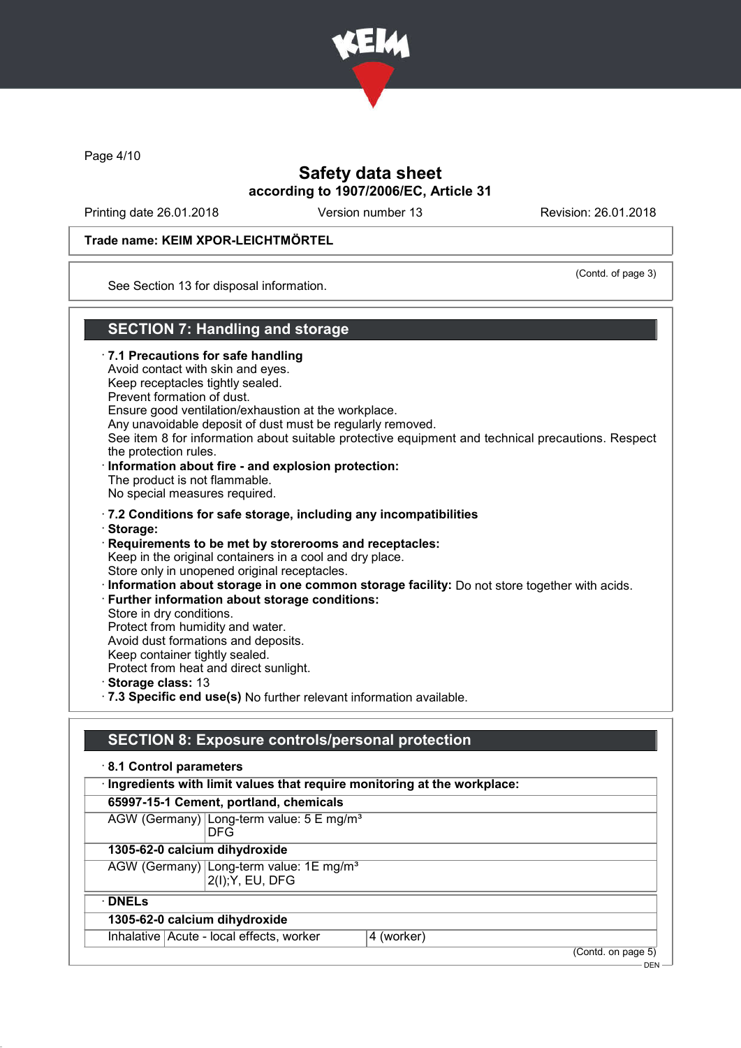Safety data sheet

according to 1907/2006/EC, Article 31

Printing date 26.01.2018 Version number 13 Revision: 26.01.2018

**Trade name: KEIM XPOR-LEICHTMÖRTEL**

(Contd. of page 3)

See Section 13 for disposal information.

## SECTION 7: Handling and storage

· **7.1 Precautions for safe handling**
Avoid contact with skin and eyes.
Keep receptacles tightly sealed.
Prevent formation of dust.
Ensure good ventilation/exhaustion at the workplace.
Any unavoidable deposit of dust must be regularly removed.
See item 8 for information about suitable protective equipment and technical precautions. Respect the protection rules.

· **Information about fire - and explosion protection:**
The product is not flammable.
No special measures required.

· **7.2 Conditions for safe storage, including any incompatibilities**

· **Storage:**

· **Requirements to be met by storerooms and receptacles:**
Keep in the original containers in a cool and dry place.
Store only in unopened original receptacles.

· **Information about storage in one common storage facility:** Do not store together with acids.

· **Further information about storage conditions:**
Store in dry conditions.
Protect from humidity and water.
Avoid dust formations and deposits.
Keep container tightly sealed.
Protect from heat and direct sunlight.

· **Storage class:** 13

· **7.3 Specific end use(s)** No further relevant information available.

## SECTION 8: Exposure controls/personal protection

· **8.1 Control parameters**

| · **Ingredients with limit values that require monitoring at the workplace:** | |
|---|---|
| **65997-15-1 Cement, portland, chemicals** | |
| AGW (Germany) | Long-term value: 5 E mg/m³<br>DFG |
| **1305-62-0 calcium dihydroxide** | |
| AGW (Germany) | Long-term value: 1E mg/m³<br>2(I);Y, EU, DFG |

| · **DNELs** | | |
|---|---|---|
| **1305-62-0 calcium dihydroxide** | | |
| Inhalative | Acute - local effects, worker | 4 (worker) |

(Contd. on page 5)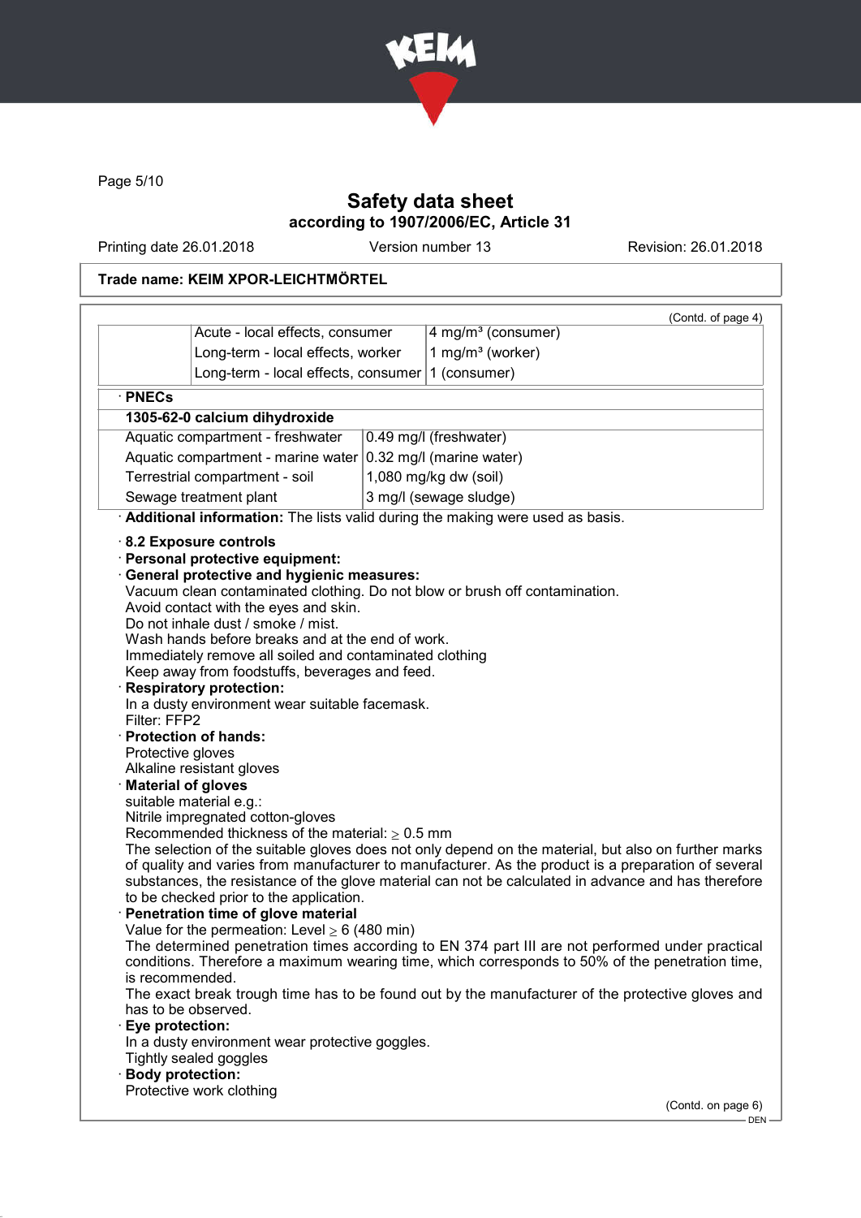**Trade name: KEIM XPOR-LEICHTMÖRTEL**

(Contd. of page 4)

| | | |
|---|---|---|
| | Acute - local effects, consumer | 4 mg/m³ (consumer) |
| | Long-term - local effects, worker | 1 mg/m³ (worker) |
| | Long-term - local effects, consumer | 1 (consumer) |

· **PNECs**

| **1305-62-0 calcium dihydroxide** | |
|---|---|
| Aquatic compartment - freshwater | 0.49 mg/l (freshwater) |
| Aquatic compartment - marine water | 0.32 mg/l (marine water) |
| Terrestrial compartment - soil | 1,080 mg/kg dw (soil) |
| Sewage treatment plant | 3 mg/l (sewage sludge) |

· **Additional information:** The lists valid during the making were used as basis.

· **8.2 Exposure controls**
· **Personal protective equipment:**
· **General protective and hygienic measures:**
Vacuum clean contaminated clothing. Do not blow or brush off contamination.
Avoid contact with the eyes and skin.
Do not inhale dust / smoke / mist.
Wash hands before breaks and at the end of work.
Immediately remove all soiled and contaminated clothing
Keep away from foodstuffs, beverages and feed.
· **Respiratory protection:**
In a dusty environment wear suitable facemask.
Filter: FFP2
· **Protection of hands:**
Protective gloves
Alkaline resistant gloves
· **Material of gloves**
suitable material e.g.:
Nitrile impregnated cotton-gloves
Recommended thickness of the material: ≥ 0.5 mm
The selection of the suitable gloves does not only depend on the material, but also on further marks of quality and varies from manufacturer to manufacturer. As the product is a preparation of several substances, the resistance of the glove material can not be calculated in advance and has therefore to be checked prior to the application.
· **Penetration time of glove material**
Value for the permeation: Level ≥ 6 (480 min)
The determined penetration times according to EN 374 part III are not performed under practical conditions. Therefore a maximum wearing time, which corresponds to 50% of the penetration time, is recommended.
The exact break trough time has to be found out by the manufacturer of the protective gloves and has to be observed.
· **Eye protection:**
In a dusty environment wear protective goggles.
Tightly sealed goggles
· **Body protection:**
Protective work clothing

(Contd. on page 6)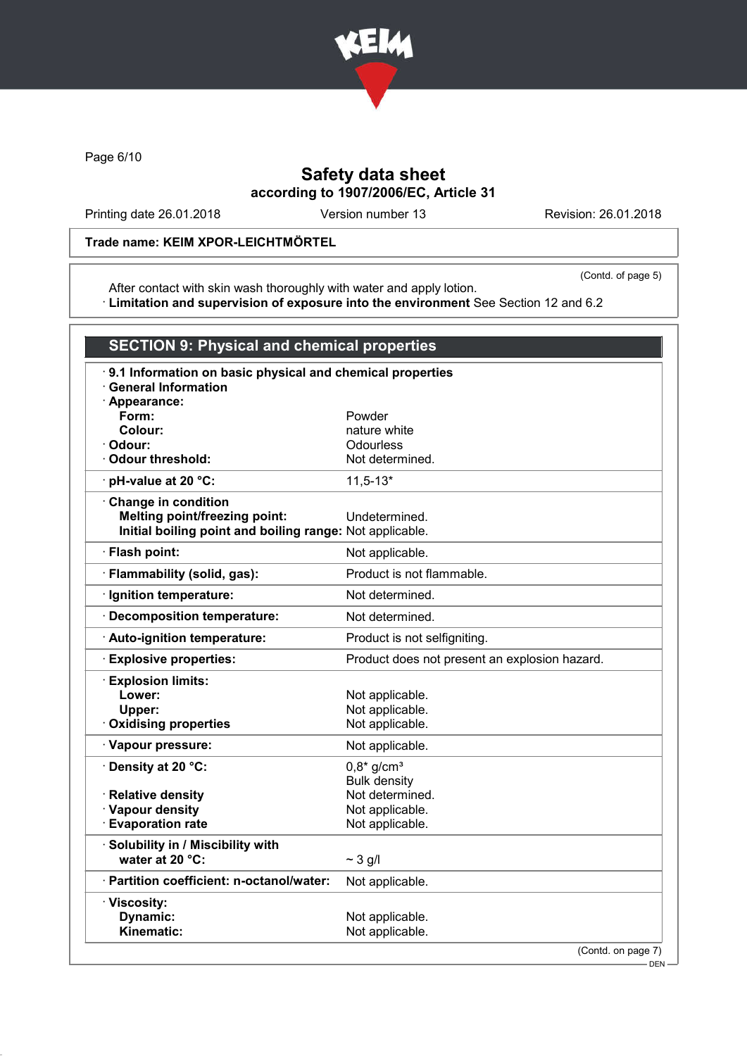Trade name: KEIM XPOR-LEICHTMÖRTEL

(Contd. of page 5)

After contact with skin wash thoroughly with water and apply lotion.
· **Limitation and supervision of exposure into the environment** See Section 12 and 6.2

## SECTION 9: Physical and chemical properties

· **9.1 Information on basic physical and chemical properties**
· **General Information**

| | |
|---|---|
| · **Appearance:** | |
| **Form:** | Powder |
| **Colour:** | nature white |
| · **Odour:** | Odourless |
| · **Odour threshold:** | Not determined. |
| · **pH-value at 20 °C:** | 11,5-13* |
| · **Change in condition** | |
| **Melting point/freezing point:** | Undetermined. |
| **Initial boiling point and boiling range:** | Not applicable. |
| · **Flash point:** | Not applicable. |
| · **Flammability (solid, gas):** | Product is not flammable. |
| · **Ignition temperature:** | Not determined. |
| · **Decomposition temperature:** | Not determined. |
| · **Auto-ignition temperature:** | Product is not selfigniting. |
| · **Explosive properties:** | Product does not present an explosion hazard. |
| · **Explosion limits:** | |
| **Lower:** | Not applicable. |
| **Upper:** | Not applicable. |
| · **Oxidising properties** | Not applicable. |
| · **Vapour pressure:** | Not applicable. |
| · **Density at 20 °C:** | 0,8* g/cm³ Bulk density |
| · **Relative density** | Not determined. |
| · **Vapour density** | Not applicable. |
| · **Evaporation rate** | Not applicable. |
| · **Solubility in / Miscibility with water at 20 °C:** | ~ 3 g/l |
| · **Partition coefficient: n-octanol/water:** | Not applicable. |
| · **Viscosity:** | |
| **Dynamic:** | Not applicable. |
| **Kinematic:** | Not applicable. |

(Contd. on page 7)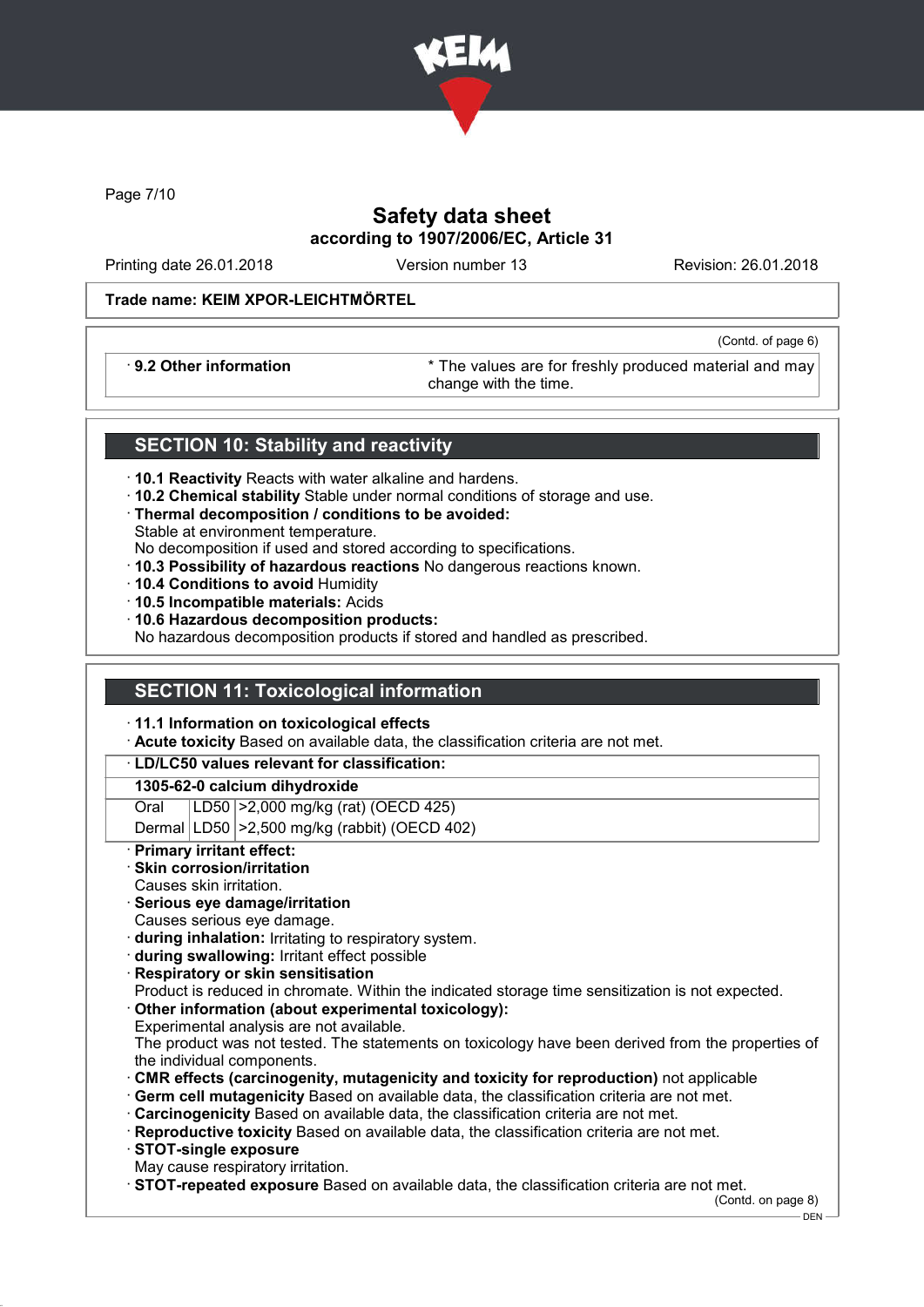Trade name: KEIM XPOR-LEICHTMÖRTEL

(Contd. of page 6)

· **9.2 Other information** * The values are for freshly produced material and may change with the time.

## SECTION 10: Stability and reactivity

· **10.1 Reactivity** Reacts with water alkaline and hardens.
· **10.2 Chemical stability** Stable under normal conditions of storage and use.
· **Thermal decomposition / conditions to be avoided:**
Stable at environment temperature.
No decomposition if used and stored according to specifications.
· **10.3 Possibility of hazardous reactions** No dangerous reactions known.
· **10.4 Conditions to avoid** Humidity
· **10.5 Incompatible materials:** Acids
· **10.6 Hazardous decomposition products:**
No hazardous decomposition products if stored and handled as prescribed.

## SECTION 11: Toxicological information

· **11.1 Information on toxicological effects**
· **Acute toxicity** Based on available data, the classification criteria are not met.

| · **LD/LC50 values relevant for classification:** | | |
|---|---|---|
| **1305-62-0 calcium dihydroxide** | | |
| Oral | LD50 | >2,000 mg/kg (rat) (OECD 425) |
| Dermal | LD50 | >2,500 mg/kg (rabbit) (OECD 402) |

· **Primary irritant effect:**
· **Skin corrosion/irritation**
Causes skin irritation.
· **Serious eye damage/irritation**
Causes serious eye damage.
· **during inhalation:** Irritating to respiratory system.
· **during swallowing:** Irritant effect possible
· **Respiratory or skin sensitisation**
Product is reduced in chromate. Within the indicated storage time sensitization is not expected.
· **Other information (about experimental toxicology):**
Experimental analysis are not available.
The product was not tested. The statements on toxicology have been derived from the properties of the individual components.
· **CMR effects (carcinogenity, mutagenicity and toxicity for reproduction)** not applicable
· **Germ cell mutagenicity** Based on available data, the classification criteria are not met.
· **Carcinogenicity** Based on available data, the classification criteria are not met.
· **Reproductive toxicity** Based on available data, the classification criteria are not met.
· **STOT-single exposure**
May cause respiratory irritation.
· **STOT-repeated exposure** Based on available data, the classification criteria are not met.

(Contd. on page 8)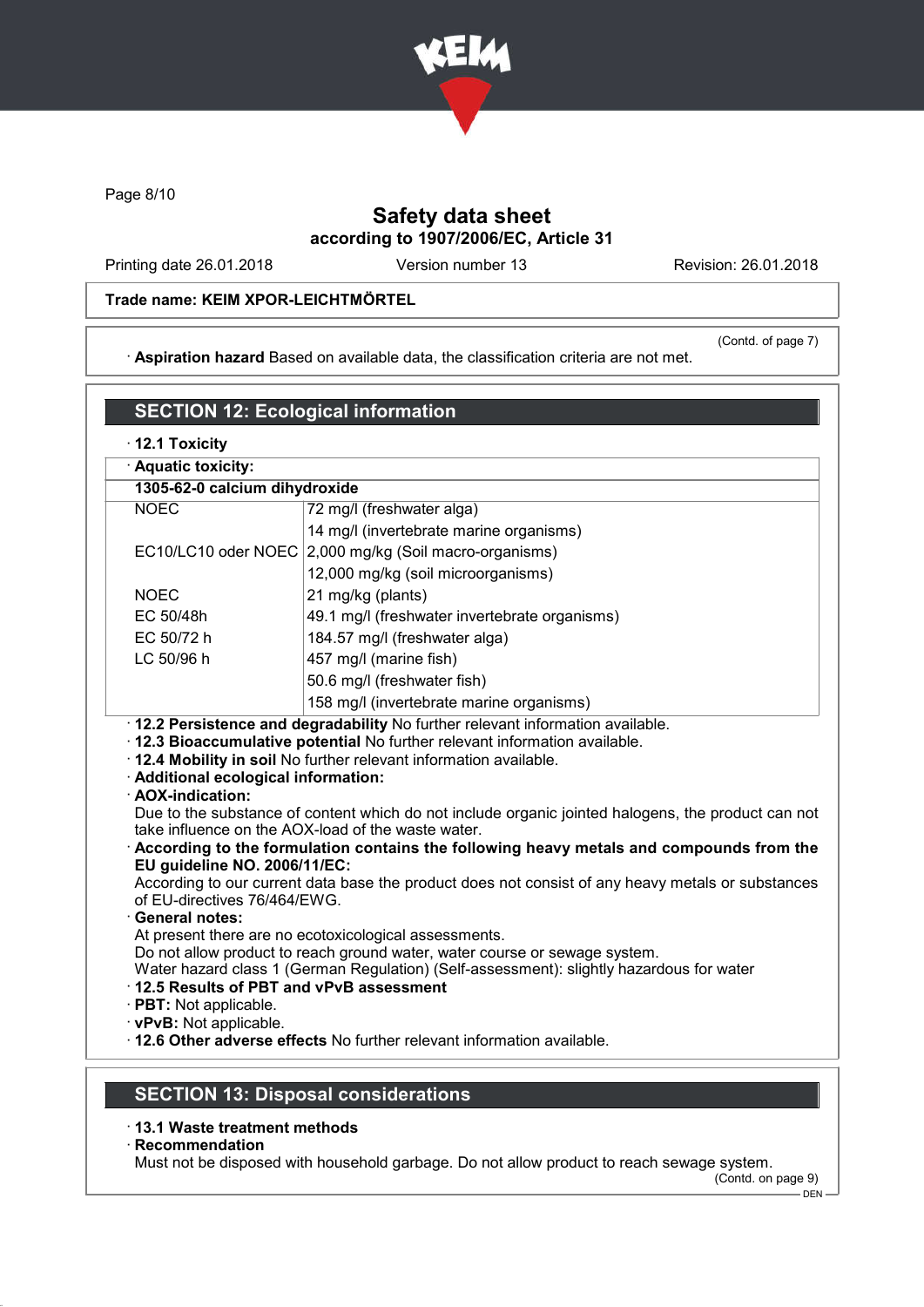**Safety data sheet**
**according to 1907/2006/EC, Article 31**

Printing date 26.01.2018 Version number 13 Revision: 26.01.2018

**Trade name: KEIM XPOR-LEICHTMÖRTEL**

(Contd. of page 7)

· **Aspiration hazard** Based on available data, the classification criteria are not met.

## SECTION 12: Ecological information

· **12.1 Toxicity**

· **Aquatic toxicity:**

| **1305-62-0 calcium dihydroxide** | |
|---|---|
| NOEC | 72 mg/l (freshwater alga) |
| | 14 mg/l (invertebrate marine organisms) |
| EC10/LC10 oder NOEC | 2,000 mg/kg (Soil macro-organisms) |
| | 12,000 mg/kg (soil microorganisms) |
| NOEC | 21 mg/kg (plants) |
| EC 50/48h | 49.1 mg/l (freshwater invertebrate organisms) |
| EC 50/72 h | 184.57 mg/l (freshwater alga) |
| LC 50/96 h | 457 mg/l (marine fish) |
| | 50.6 mg/l (freshwater fish) |
| | 158 mg/l (invertebrate marine organisms) |

· **12.2 Persistence and degradability** No further relevant information available.
· **12.3 Bioaccumulative potential** No further relevant information available.
· **12.4 Mobility in soil** No further relevant information available.
· **Additional ecological information:**
· **AOX-indication:**
Due to the substance of content which do not include organic jointed halogens, the product can not take influence on the AOX-load of the waste water.
· **According to the formulation contains the following heavy metals and compounds from the EU guideline NO. 2006/11/EC:**
According to our current data base the product does not consist of any heavy metals or substances of EU-directives 76/464/EWG.
· **General notes:**
At present there are no ecotoxicological assessments.
Do not allow product to reach ground water, water course or sewage system.
Water hazard class 1 (German Regulation) (Self-assessment): slightly hazardous for water
· **12.5 Results of PBT and vPvB assessment**
· **PBT:** Not applicable.
· **vPvB:** Not applicable.
· **12.6 Other adverse effects** No further relevant information available.

## SECTION 13: Disposal considerations

· **13.1 Waste treatment methods**
· **Recommendation**
Must not be disposed with household garbage. Do not allow product to reach sewage system.

(Contd. on page 9)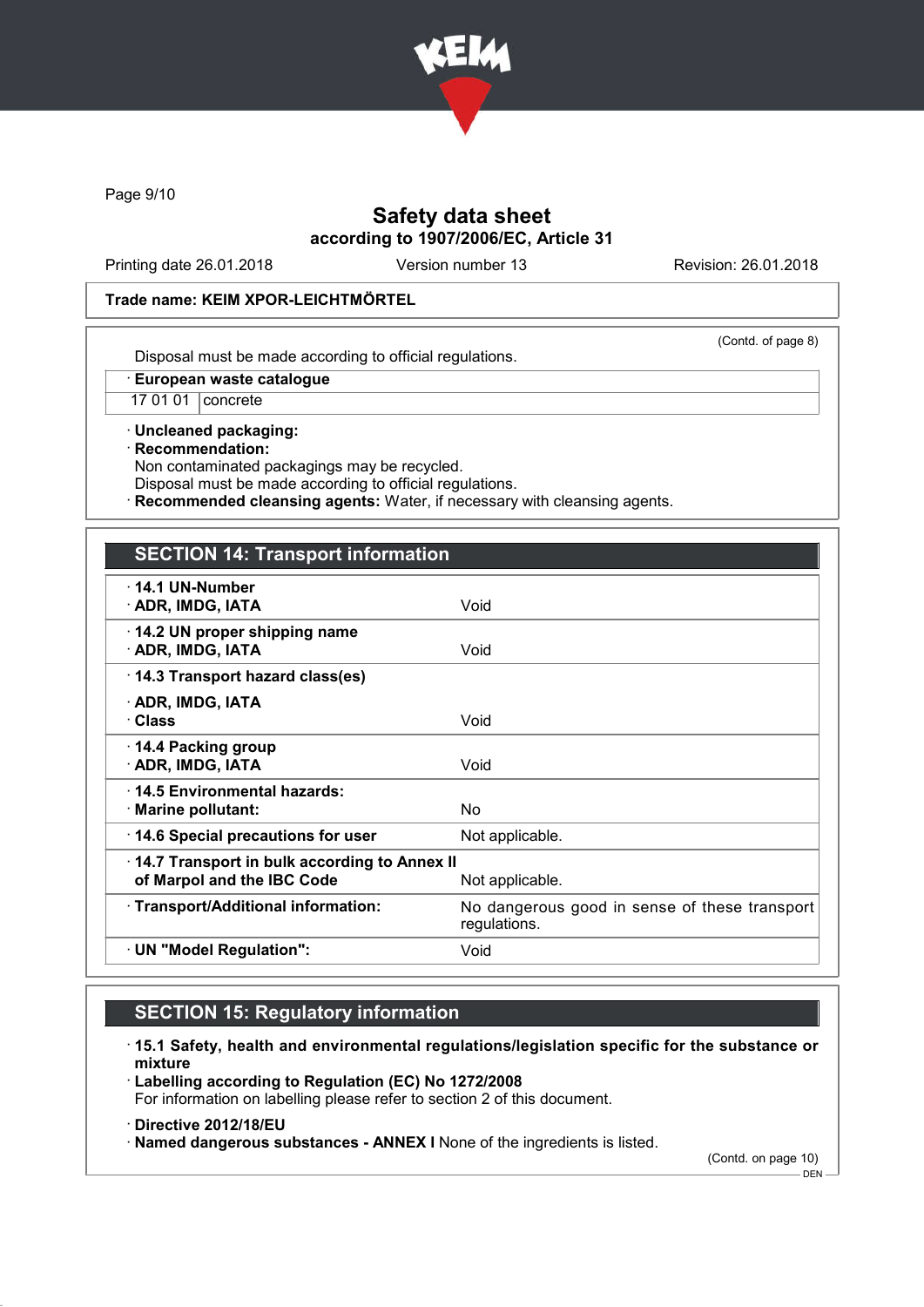# Safety data sheet

**according to 1907/2006/EC, Article 31**

Printing date 26.01.2018 Version number 13 Revision: 26.01.2018

**Trade name: KEIM XPOR-LEICHTMÖRTEL**

(Contd. of page 8)

Disposal must be made according to official regulations.

| · European waste catalogue | |
|---|---|
| 17 01 01 | concrete |

· **Uncleaned packaging:**
· **Recommendation:**
Non contaminated packagings may be recycled.
Disposal must be made according to official regulations.
· **Recommended cleansing agents:** Water, if necessary with cleansing agents.

## SECTION 14: Transport information

| | |
|---|---|
| · **14.1 UN-Number** · **ADR, IMDG, IATA** | Void |
| · **14.2 UN proper shipping name** · **ADR, IMDG, IATA** | Void |
| · **14.3 Transport hazard class(es)** · **ADR, IMDG, IATA** · **Class** | Void |
| · **14.4 Packing group** · **ADR, IMDG, IATA** | Void |
| · **14.5 Environmental hazards:** · **Marine pollutant:** | No |
| · **14.6 Special precautions for user** | Not applicable. |
| · **14.7 Transport in bulk according to Annex II of Marpol and the IBC Code** | Not applicable. |
| · **Transport/Additional information:** | No dangerous good in sense of these transport regulations. |
| · **UN "Model Regulation":** | Void |

## SECTION 15: Regulatory information

· **15.1 Safety, health and environmental regulations/legislation specific for the substance or mixture**
· **Labelling according to Regulation (EC) No 1272/2008**
For information on labelling please refer to section 2 of this document.
· **Directive 2012/18/EU**
· **Named dangerous substances - ANNEX I** None of the ingredients is listed.

(Contd. on page 10)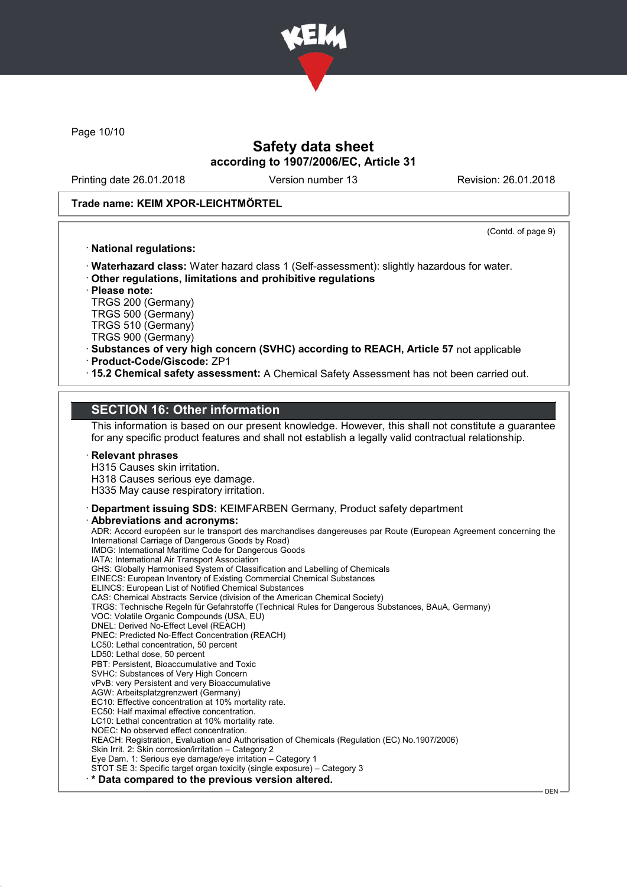**Trade name: KEIM XPOR-LEICHTMÖRTEL**

(Contd. of page 9)

· **National regulations:**

· **Waterhazard class:** Water hazard class 1 (Self-assessment): slightly hazardous for water.
· **Other regulations, limitations and prohibitive regulations**
· **Please note:**
TRGS 200 (Germany)
TRGS 500 (Germany)
TRGS 510 (Germany)
TRGS 900 (Germany)
· **Substances of very high concern (SVHC) according to REACH, Article 57** not applicable
· **Product-Code/Giscode:** ZP1
· **15.2 Chemical safety assessment:** A Chemical Safety Assessment has not been carried out.

## SECTION 16: Other information

This information is based on our present knowledge. However, this shall not constitute a guarantee for any specific product features and shall not establish a legally valid contractual relationship.

· **Relevant phrases**
H315 Causes skin irritation.
H318 Causes serious eye damage.
H335 May cause respiratory irritation.

· **Department issuing SDS:** KEIMFARBEN Germany, Product safety department
· **Abbreviations and acronyms:**
ADR: Accord européen sur le transport des marchandises dangereuses par Route (European Agreement concerning the International Carriage of Dangerous Goods by Road)
IMDG: International Maritime Code for Dangerous Goods
IATA: International Air Transport Association
GHS: Globally Harmonised System of Classification and Labelling of Chemicals
EINECS: European Inventory of Existing Commercial Chemical Substances
ELINCS: European List of Notified Chemical Substances
CAS: Chemical Abstracts Service (division of the American Chemical Society)
TRGS: Technische Regeln für Gefahrstoffe (Technical Rules for Dangerous Substances, BAuA, Germany)
VOC: Volatile Organic Compounds (USA, EU)
DNEL: Derived No-Effect Level (REACH)
PNEC: Predicted No-Effect Concentration (REACH)
LC50: Lethal concentration, 50 percent
LD50: Lethal dose, 50 percent
PBT: Persistent, Bioaccumulative and Toxic
SVHC: Substances of Very High Concern
vPvB: very Persistent and very Bioaccumulative
AGW: Arbeitsplatzgrenzwert (Germany)
EC10: Effective concentration at 10% mortality rate.
EC50: Half maximal effective concentration.
LC10: Lethal concentration at 10% mortality rate.
NOEC: No observed effect concentration.
REACH: Registration, Evaluation and Authorisation of Chemicals (Regulation (EC) No.1907/2006)
Skin Irrit. 2: Skin corrosion/irritation – Category 2
Eye Dam. 1: Serious eye damage/eye irritation – Category 1
STOT SE 3: Specific target organ toxicity (single exposure) – Category 3
· **\* Data compared to the previous version altered.**